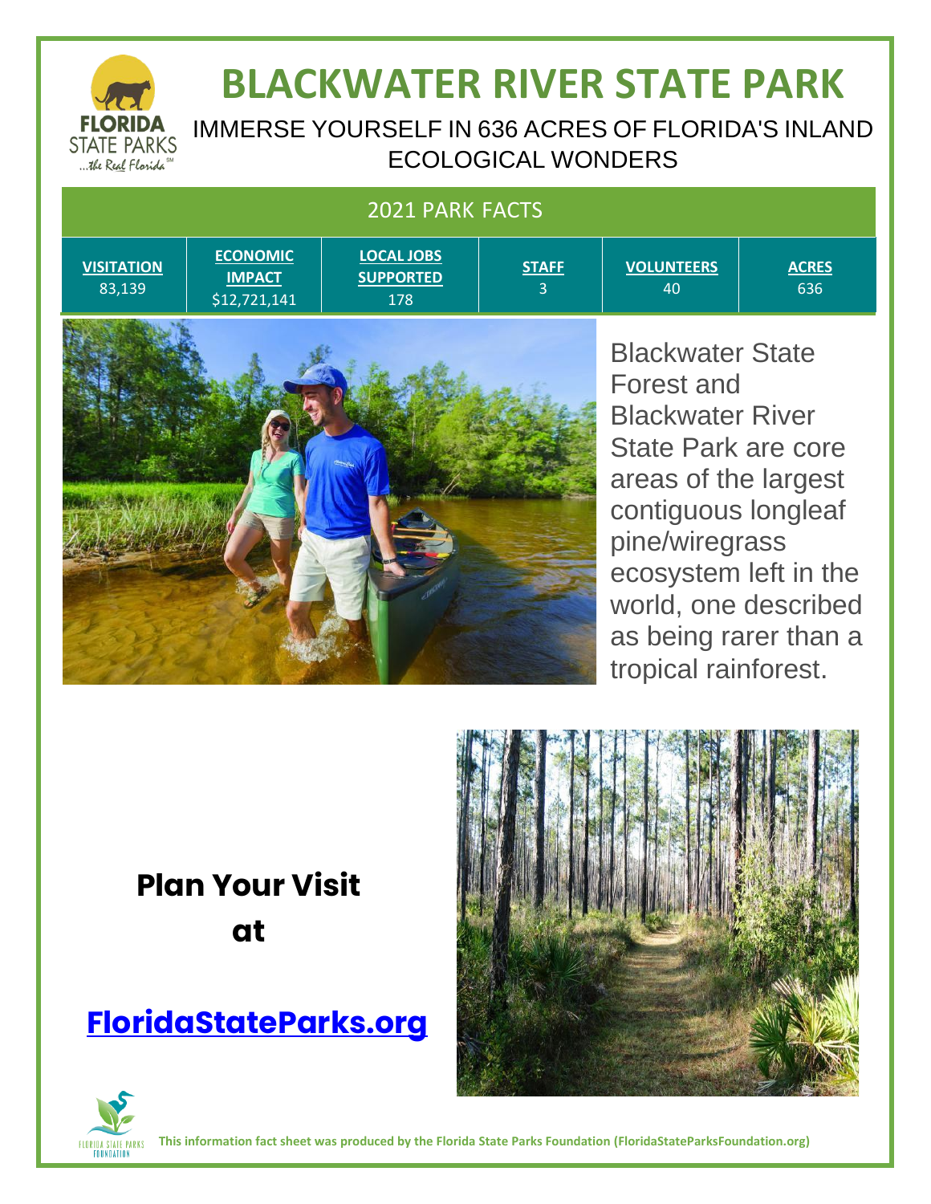# BLACKWATER RIVER STATE PARK

IMMERSE YOURSELF IN 636 ACRES OF FLORIDA'S INLAND ECOLOGICAL WONDERS

## 2021 PARK FACTS

| VISITATION | ECONOMIC IMPACT | LOCAL JOBS SUPPORTED | STAFF | VOLUNTEERS | ACRES |
|---|---|---|---|---|---|
| 83,139 | $12,721,141 | 178 | 3 | 40 | 636 |

Blackwater State Forest and Blackwater River State Park are core areas of the largest contiguous longleaf pine/wiregrass ecosystem left in the world, one described as being rarer than a tropical rainforest.

**Plan Your Visit at**

**FloridaStateParks.org**

**This information fact sheet was produced by the Florida State Parks Foundation (FloridaStateParksFoundation.org)**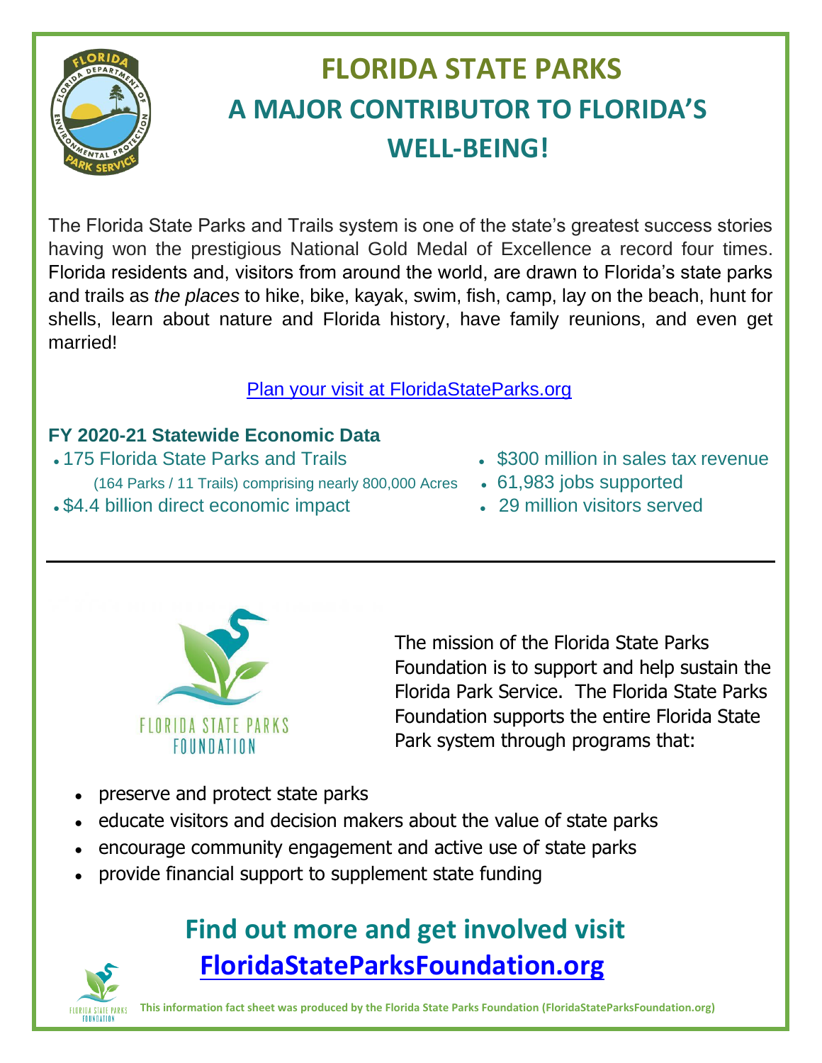# FLORIDA STATE PARKS

## A MAJOR CONTRIBUTOR TO FLORIDA'S WELL-BEING!

The Florida State Parks and Trails system is one of the state's greatest success stories having won the prestigious National Gold Medal of Excellence a record four times. Florida residents and, visitors from around the world, are drawn to Florida's state parks and trails as *the places* to hike, bike, kayak, swim, fish, camp, lay on the beach, hunt for shells, learn about nature and Florida history, have family reunions, and even get married!

Plan your visit at FloridaStateParks.org

**FY 2020-21 Statewide Economic Data**

- 175 Florida State Parks and Trails
  (164 Parks / 11 Trails) comprising nearly 800,000 Acres
- $4.4 billion direct economic impact
- $300 million in sales tax revenue
- 61,983 jobs supported
- 29 million visitors served

---

FLORIDA STATE PARKS FOUNDATION

The mission of the Florida State Parks Foundation is to support and help sustain the Florida Park Service. The Florida State Parks Foundation supports the entire Florida State Park system through programs that:

- preserve and protect state parks
- educate visitors and decision makers about the value of state parks
- encourage community engagement and active use of state parks
- provide financial support to supplement state funding

## Find out more and get involved visit FloridaStateParksFoundation.org

**This information fact sheet was produced by the Florida State Parks Foundation (FloridaStateParksFoundation.org)**